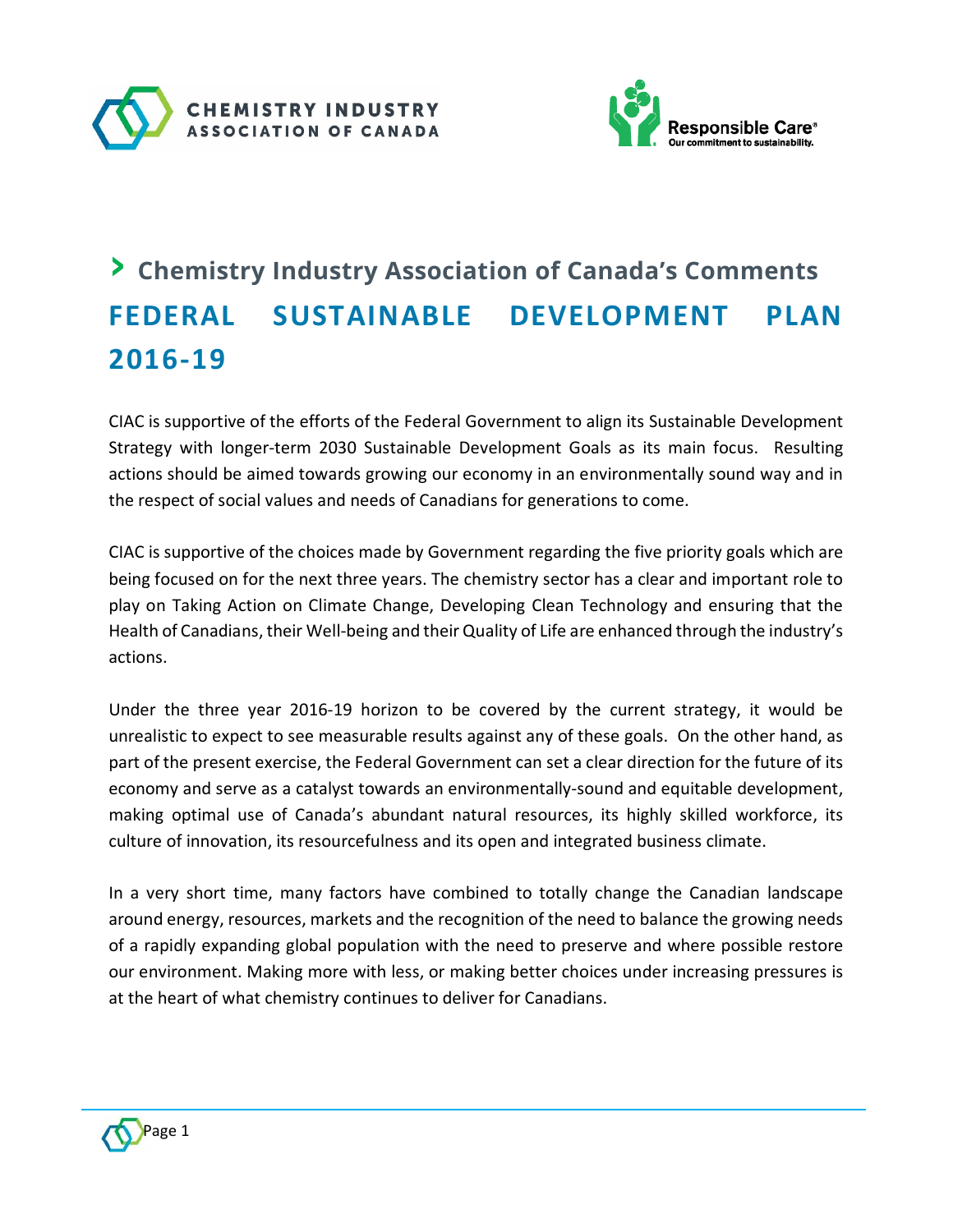CHEMISTRY INDUSTRY ASSOCIATION OF CANADA

Responsible Care®
Our commitment to sustainability.

## › Chemistry Industry Association of Canada's Comments

# FEDERAL SUSTAINABLE DEVELOPMENT PLAN 2016-19

CIAC is supportive of the efforts of the Federal Government to align its Sustainable Development Strategy with longer-term 2030 Sustainable Development Goals as its main focus. Resulting actions should be aimed towards growing our economy in an environmentally sound way and in the respect of social values and needs of Canadians for generations to come.

CIAC is supportive of the choices made by Government regarding the five priority goals which are being focused on for the next three years. The chemistry sector has a clear and important role to play on Taking Action on Climate Change, Developing Clean Technology and ensuring that the Health of Canadians, their Well-being and their Quality of Life are enhanced through the industry's actions.

Under the three year 2016-19 horizon to be covered by the current strategy, it would be unrealistic to expect to see measurable results against any of these goals. On the other hand, as part of the present exercise, the Federal Government can set a clear direction for the future of its economy and serve as a catalyst towards an environmentally-sound and equitable development, making optimal use of Canada's abundant natural resources, its highly skilled workforce, its culture of innovation, its resourcefulness and its open and integrated business climate.

In a very short time, many factors have combined to totally change the Canadian landscape around energy, resources, markets and the recognition of the need to balance the growing needs of a rapidly expanding global population with the need to preserve and where possible restore our environment. Making more with less, or making better choices under increasing pressures is at the heart of what chemistry continues to deliver for Canadians.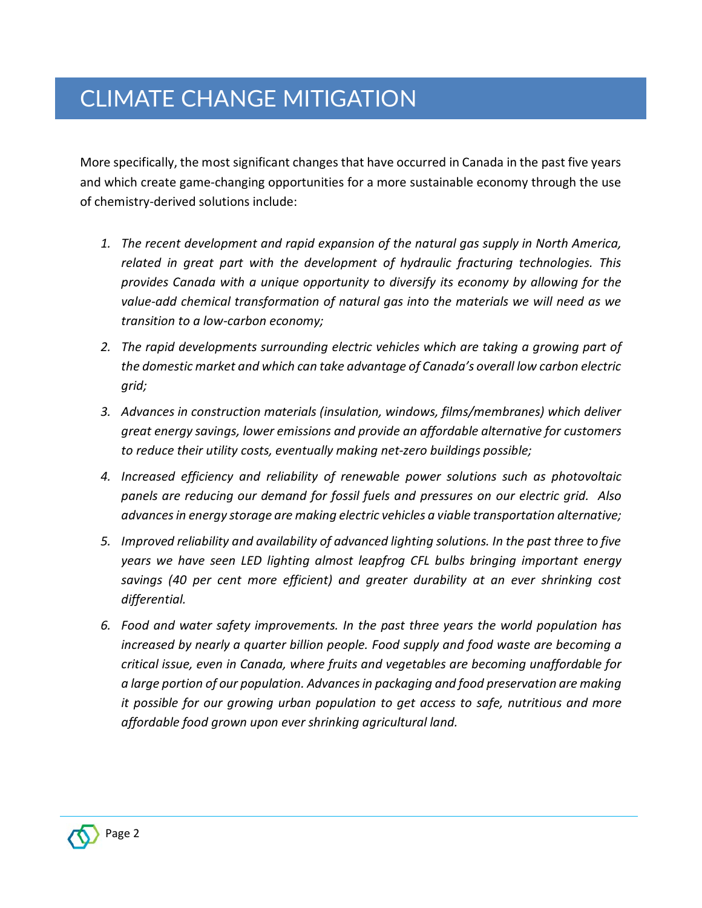# CLIMATE CHANGE MITIGATION

More specifically, the most significant changes that have occurred in Canada in the past five years and which create game-changing opportunities for a more sustainable economy through the use of chemistry-derived solutions include:

1. *The recent development and rapid expansion of the natural gas supply in North America, related in great part with the development of hydraulic fracturing technologies. This provides Canada with a unique opportunity to diversify its economy by allowing for the value-add chemical transformation of natural gas into the materials we will need as we transition to a low-carbon economy;*
2. *The rapid developments surrounding electric vehicles which are taking a growing part of the domestic market and which can take advantage of Canada's overall low carbon electric grid;*
3. *Advances in construction materials (insulation, windows, films/membranes) which deliver great energy savings, lower emissions and provide an affordable alternative for customers to reduce their utility costs, eventually making net-zero buildings possible;*
4. *Increased efficiency and reliability of renewable power solutions such as photovoltaic panels are reducing our demand for fossil fuels and pressures on our electric grid. Also advances in energy storage are making electric vehicles a viable transportation alternative;*
5. *Improved reliability and availability of advanced lighting solutions. In the past three to five years we have seen LED lighting almost leapfrog CFL bulbs bringing important energy savings (40 per cent more efficient) and greater durability at an ever shrinking cost differential.*
6. *Food and water safety improvements. In the past three years the world population has increased by nearly a quarter billion people. Food supply and food waste are becoming a critical issue, even in Canada, where fruits and vegetables are becoming unaffordable for a large portion of our population. Advances in packaging and food preservation are making it possible for our growing urban population to get access to safe, nutritious and more affordable food grown upon ever shrinking agricultural land.*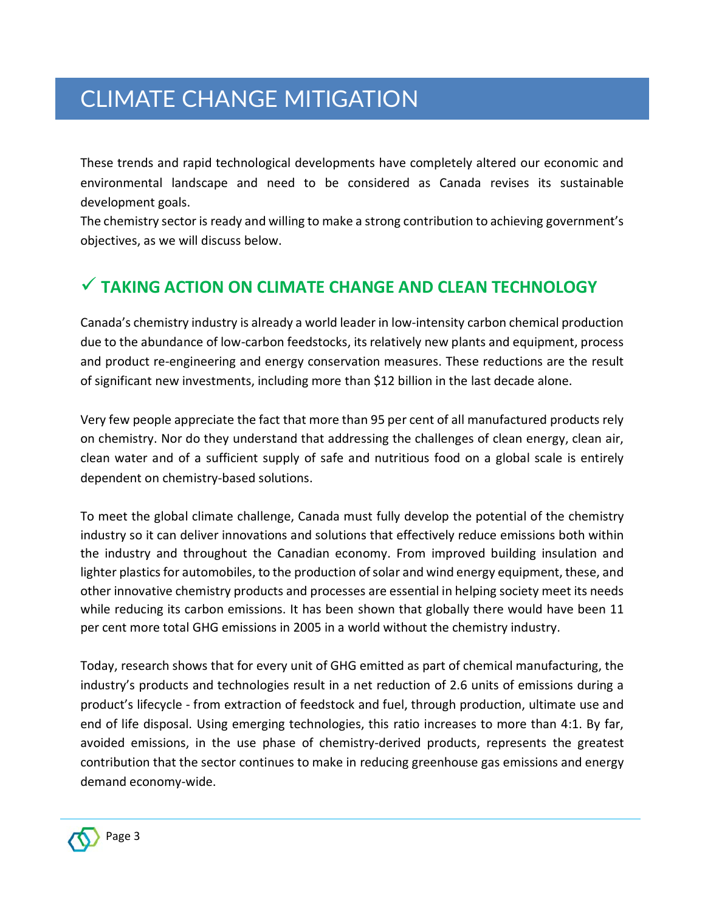# CLIMATE CHANGE MITIGATION

These trends and rapid technological developments have completely altered our economic and environmental landscape and need to be considered as Canada revises its sustainable development goals.
The chemistry sector is ready and willing to make a strong contribution to achieving government's objectives, as we will discuss below.

## ✓ TAKING ACTION ON CLIMATE CHANGE AND CLEAN TECHNOLOGY

Canada's chemistry industry is already a world leader in low-intensity carbon chemical production due to the abundance of low-carbon feedstocks, its relatively new plants and equipment, process and product re-engineering and energy conservation measures. These reductions are the result of significant new investments, including more than $12 billion in the last decade alone.

Very few people appreciate the fact that more than 95 per cent of all manufactured products rely on chemistry. Nor do they understand that addressing the challenges of clean energy, clean air, clean water and of a sufficient supply of safe and nutritious food on a global scale is entirely dependent on chemistry-based solutions.

To meet the global climate challenge, Canada must fully develop the potential of the chemistry industry so it can deliver innovations and solutions that effectively reduce emissions both within the industry and throughout the Canadian economy. From improved building insulation and lighter plastics for automobiles, to the production of solar and wind energy equipment, these, and other innovative chemistry products and processes are essential in helping society meet its needs while reducing its carbon emissions. It has been shown that globally there would have been 11 per cent more total GHG emissions in 2005 in a world without the chemistry industry.

Today, research shows that for every unit of GHG emitted as part of chemical manufacturing, the industry's products and technologies result in a net reduction of 2.6 units of emissions during a product's lifecycle - from extraction of feedstock and fuel, through production, ultimate use and end of life disposal. Using emerging technologies, this ratio increases to more than 4:1. By far, avoided emissions, in the use phase of chemistry-derived products, represents the greatest contribution that the sector continues to make in reducing greenhouse gas emissions and energy demand economy-wide.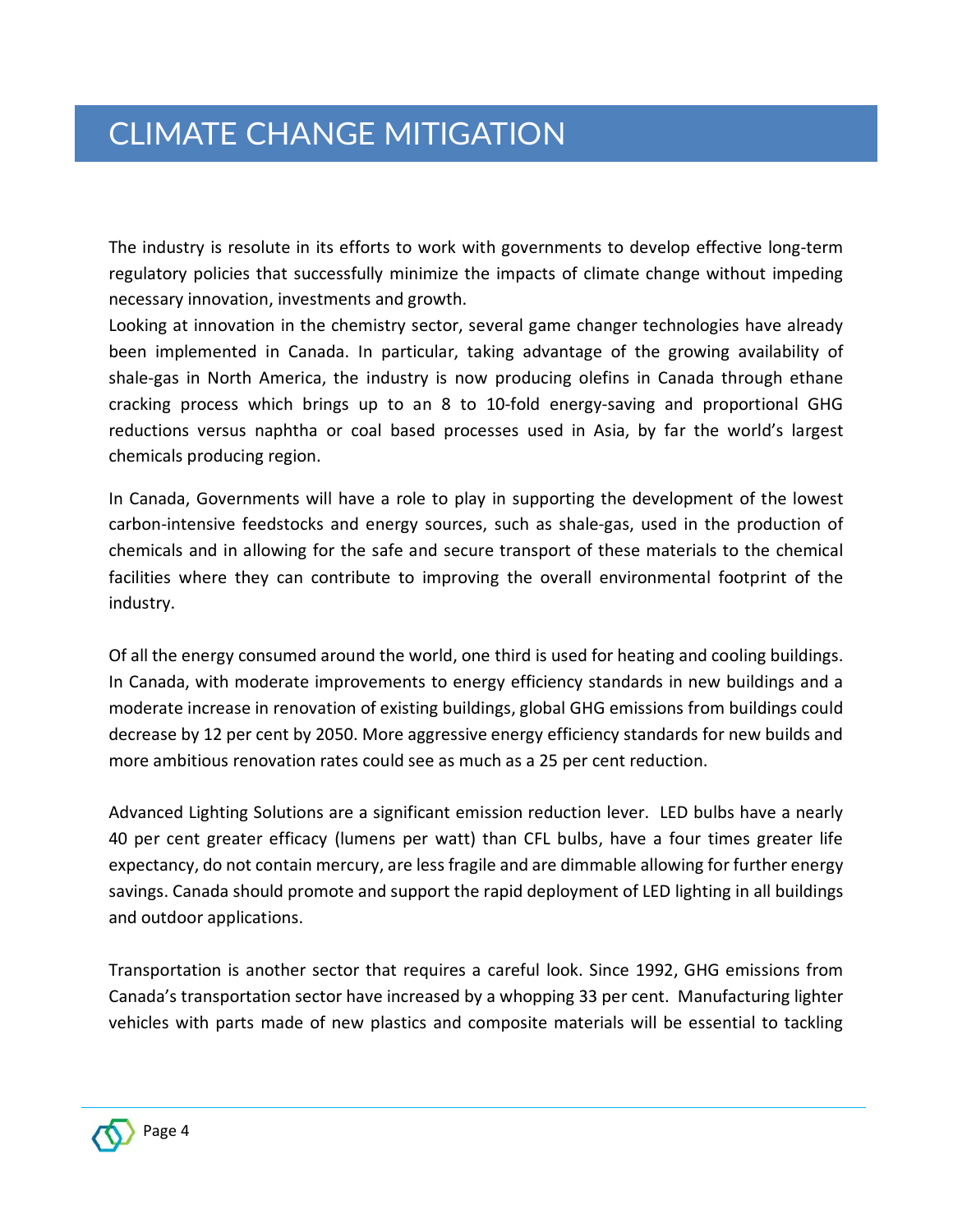# CLIMATE CHANGE MITIGATION

The industry is resolute in its efforts to work with governments to develop effective long-term regulatory policies that successfully minimize the impacts of climate change without impeding necessary innovation, investments and growth.

Looking at innovation in the chemistry sector, several game changer technologies have already been implemented in Canada. In particular, taking advantage of the growing availability of shale-gas in North America, the industry is now producing olefins in Canada through ethane cracking process which brings up to an 8 to 10-fold energy-saving and proportional GHG reductions versus naphtha or coal based processes used in Asia, by far the world's largest chemicals producing region.

In Canada, Governments will have a role to play in supporting the development of the lowest carbon-intensive feedstocks and energy sources, such as shale-gas, used in the production of chemicals and in allowing for the safe and secure transport of these materials to the chemical facilities where they can contribute to improving the overall environmental footprint of the industry.

Of all the energy consumed around the world, one third is used for heating and cooling buildings. In Canada, with moderate improvements to energy efficiency standards in new buildings and a moderate increase in renovation of existing buildings, global GHG emissions from buildings could decrease by 12 per cent by 2050. More aggressive energy efficiency standards for new builds and more ambitious renovation rates could see as much as a 25 per cent reduction.

Advanced Lighting Solutions are a significant emission reduction lever. LED bulbs have a nearly 40 per cent greater efficacy (lumens per watt) than CFL bulbs, have a four times greater life expectancy, do not contain mercury, are less fragile and are dimmable allowing for further energy savings. Canada should promote and support the rapid deployment of LED lighting in all buildings and outdoor applications.

Transportation is another sector that requires a careful look. Since 1992, GHG emissions from Canada's transportation sector have increased by a whopping 33 per cent. Manufacturing lighter vehicles with parts made of new plastics and composite materials will be essential to tackling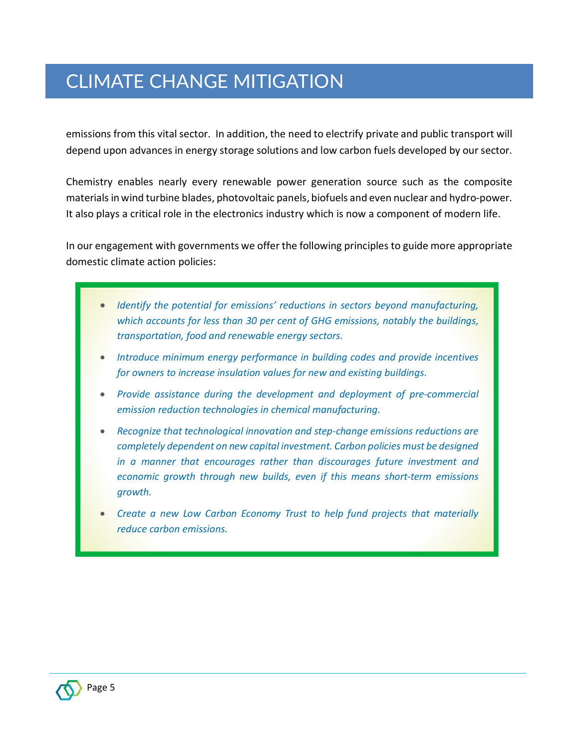# CLIMATE CHANGE MITIGATION

emissions from this vital sector. In addition, the need to electrify private and public transport will depend upon advances in energy storage solutions and low carbon fuels developed by our sector.

Chemistry enables nearly every renewable power generation source such as the composite materials in wind turbine blades, photovoltaic panels, biofuels and even nuclear and hydro-power. It also plays a critical role in the electronics industry which is now a component of modern life.

In our engagement with governments we offer the following principles to guide more appropriate domestic climate action policies:

- *Identify the potential for emissions' reductions in sectors beyond manufacturing, which accounts for less than 30 per cent of GHG emissions, notably the buildings, transportation, food and renewable energy sectors.*
- *Introduce minimum energy performance in building codes and provide incentives for owners to increase insulation values for new and existing buildings.*
- *Provide assistance during the development and deployment of pre-commercial emission reduction technologies in chemical manufacturing.*
- *Recognize that technological innovation and step-change emissions reductions are completely dependent on new capital investment. Carbon policies must be designed in a manner that encourages rather than discourages future investment and economic growth through new builds, even if this means short-term emissions growth.*
- *Create a new Low Carbon Economy Trust to help fund projects that materially reduce carbon emissions.*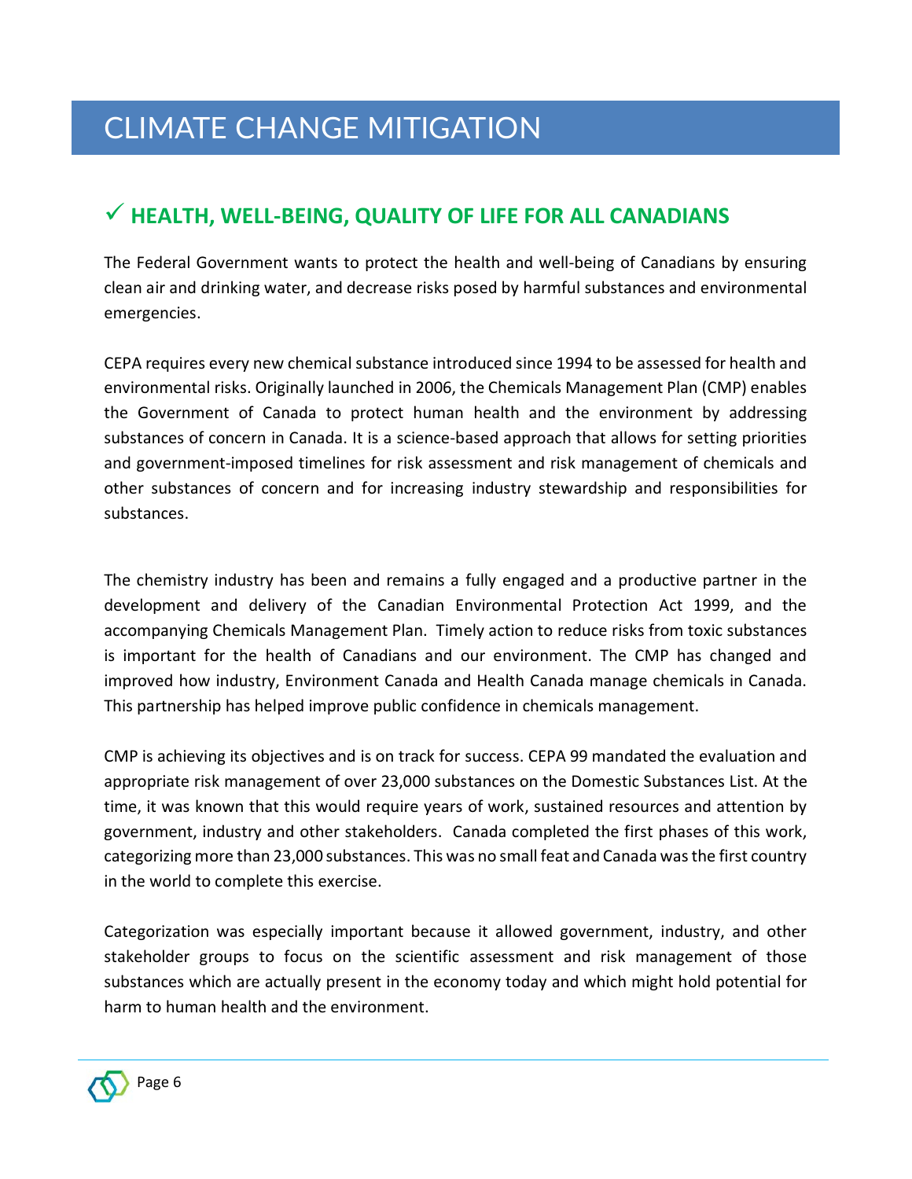# CLIMATE CHANGE MITIGATION

## ✓ HEALTH, WELL-BEING, QUALITY OF LIFE FOR ALL CANADIANS

The Federal Government wants to protect the health and well-being of Canadians by ensuring clean air and drinking water, and decrease risks posed by harmful substances and environmental emergencies.

CEPA requires every new chemical substance introduced since 1994 to be assessed for health and environmental risks. Originally launched in 2006, the Chemicals Management Plan (CMP) enables the Government of Canada to protect human health and the environment by addressing substances of concern in Canada. It is a science-based approach that allows for setting priorities and government-imposed timelines for risk assessment and risk management of chemicals and other substances of concern and for increasing industry stewardship and responsibilities for substances.

The chemistry industry has been and remains a fully engaged and a productive partner in the development and delivery of the Canadian Environmental Protection Act 1999, and the accompanying Chemicals Management Plan. Timely action to reduce risks from toxic substances is important for the health of Canadians and our environment. The CMP has changed and improved how industry, Environment Canada and Health Canada manage chemicals in Canada. This partnership has helped improve public confidence in chemicals management.

CMP is achieving its objectives and is on track for success. CEPA 99 mandated the evaluation and appropriate risk management of over 23,000 substances on the Domestic Substances List. At the time, it was known that this would require years of work, sustained resources and attention by government, industry and other stakeholders. Canada completed the first phases of this work, categorizing more than 23,000 substances. This was no small feat and Canada was the first country in the world to complete this exercise.

Categorization was especially important because it allowed government, industry, and other stakeholder groups to focus on the scientific assessment and risk management of those substances which are actually present in the economy today and which might hold potential for harm to human health and the environment.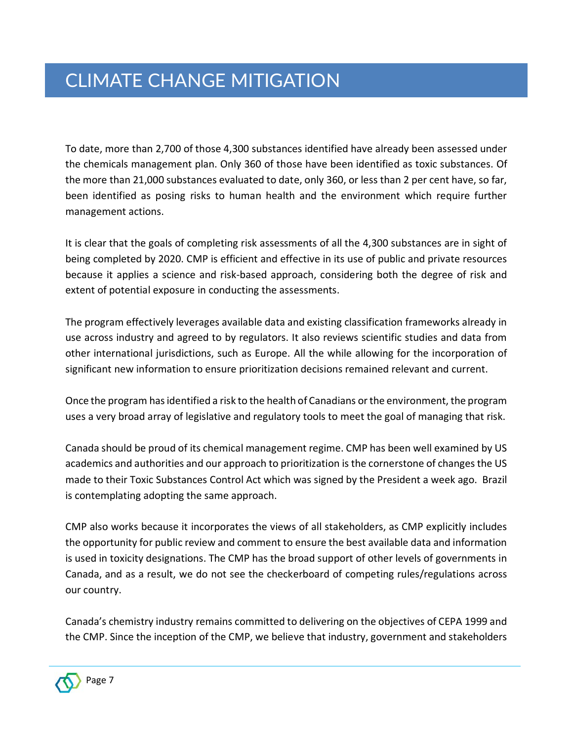# CLIMATE CHANGE MITIGATION

To date, more than 2,700 of those 4,300 substances identified have already been assessed under the chemicals management plan. Only 360 of those have been identified as toxic substances. Of the more than 21,000 substances evaluated to date, only 360, or less than 2 per cent have, so far, been identified as posing risks to human health and the environment which require further management actions.

It is clear that the goals of completing risk assessments of all the 4,300 substances are in sight of being completed by 2020. CMP is efficient and effective in its use of public and private resources because it applies a science and risk-based approach, considering both the degree of risk and extent of potential exposure in conducting the assessments.

The program effectively leverages available data and existing classification frameworks already in use across industry and agreed to by regulators. It also reviews scientific studies and data from other international jurisdictions, such as Europe. All the while allowing for the incorporation of significant new information to ensure prioritization decisions remained relevant and current.

Once the program has identified a risk to the health of Canadians or the environment, the program uses a very broad array of legislative and regulatory tools to meet the goal of managing that risk.

Canada should be proud of its chemical management regime. CMP has been well examined by US academics and authorities and our approach to prioritization is the cornerstone of changes the US made to their Toxic Substances Control Act which was signed by the President a week ago. Brazil is contemplating adopting the same approach.

CMP also works because it incorporates the views of all stakeholders, as CMP explicitly includes the opportunity for public review and comment to ensure the best available data and information is used in toxicity designations. The CMP has the broad support of other levels of governments in Canada, and as a result, we do not see the checkerboard of competing rules/regulations across our country.

Canada's chemistry industry remains committed to delivering on the objectives of CEPA 1999 and the CMP. Since the inception of the CMP, we believe that industry, government and stakeholders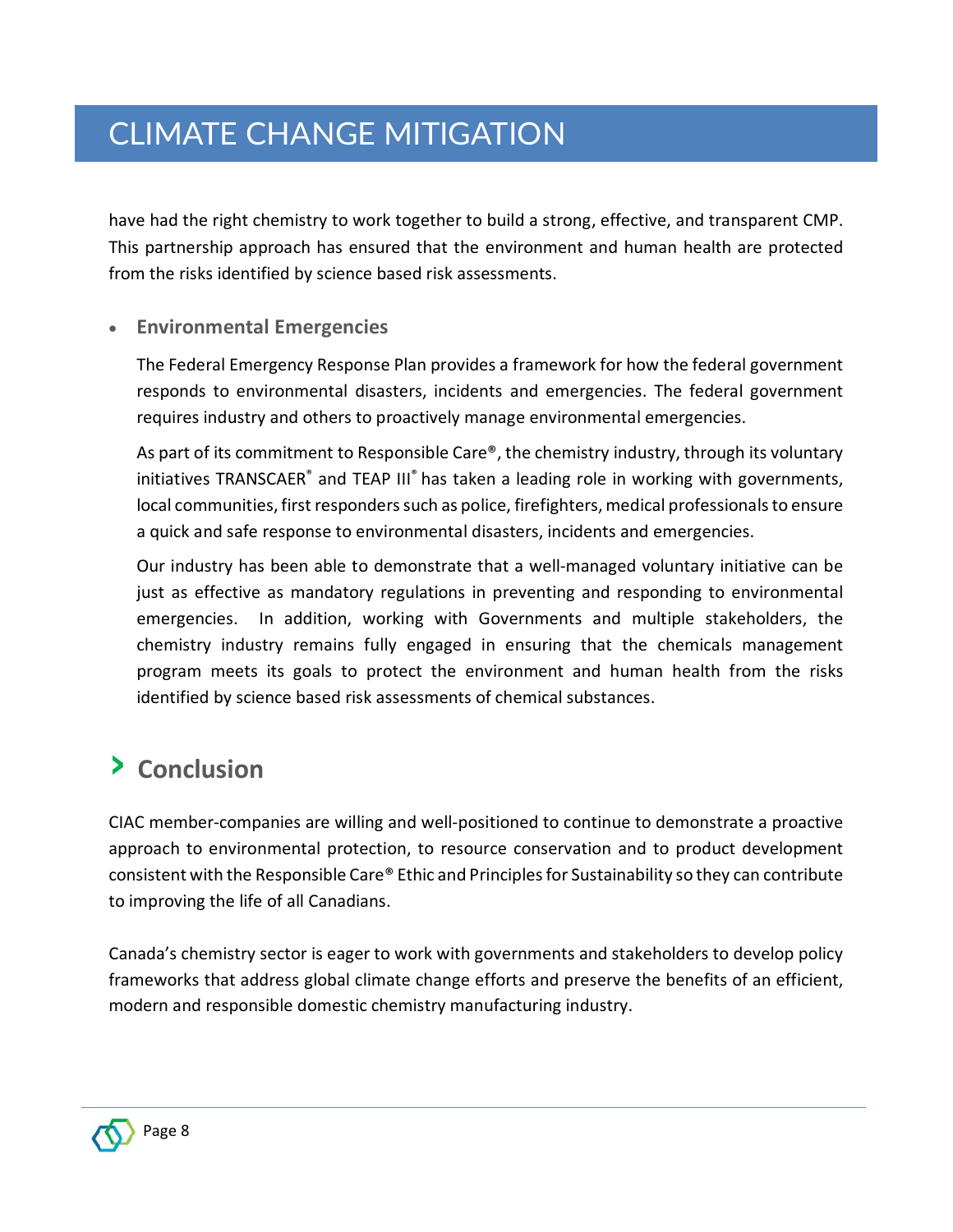have had the right chemistry to work together to build a strong, effective, and transparent CMP. This partnership approach has ensured that the environment and human health are protected from the risks identified by science based risk assessments.

- **Environmental Emergencies**

  The Federal Emergency Response Plan provides a framework for how the federal government responds to environmental disasters, incidents and emergencies. The federal government requires industry and others to proactively manage environmental emergencies.

  As part of its commitment to Responsible Care®, the chemistry industry, through its voluntary initiatives TRANSCAER® and TEAP III® has taken a leading role in working with governments, local communities, first responders such as police, firefighters, medical professionals to ensure a quick and safe response to environmental disasters, incidents and emergencies.

  Our industry has been able to demonstrate that a well-managed voluntary initiative can be just as effective as mandatory regulations in preventing and responding to environmental emergencies. In addition, working with Governments and multiple stakeholders, the chemistry industry remains fully engaged in ensuring that the chemicals management program meets its goals to protect the environment and human health from the risks identified by science based risk assessments of chemical substances.

## Conclusion

CIAC member-companies are willing and well-positioned to continue to demonstrate a proactive approach to environmental protection, to resource conservation and to product development consistent with the Responsible Care® Ethic and Principles for Sustainability so they can contribute to improving the life of all Canadians.

Canada's chemistry sector is eager to work with governments and stakeholders to develop policy frameworks that address global climate change efforts and preserve the benefits of an efficient, modern and responsible domestic chemistry manufacturing industry.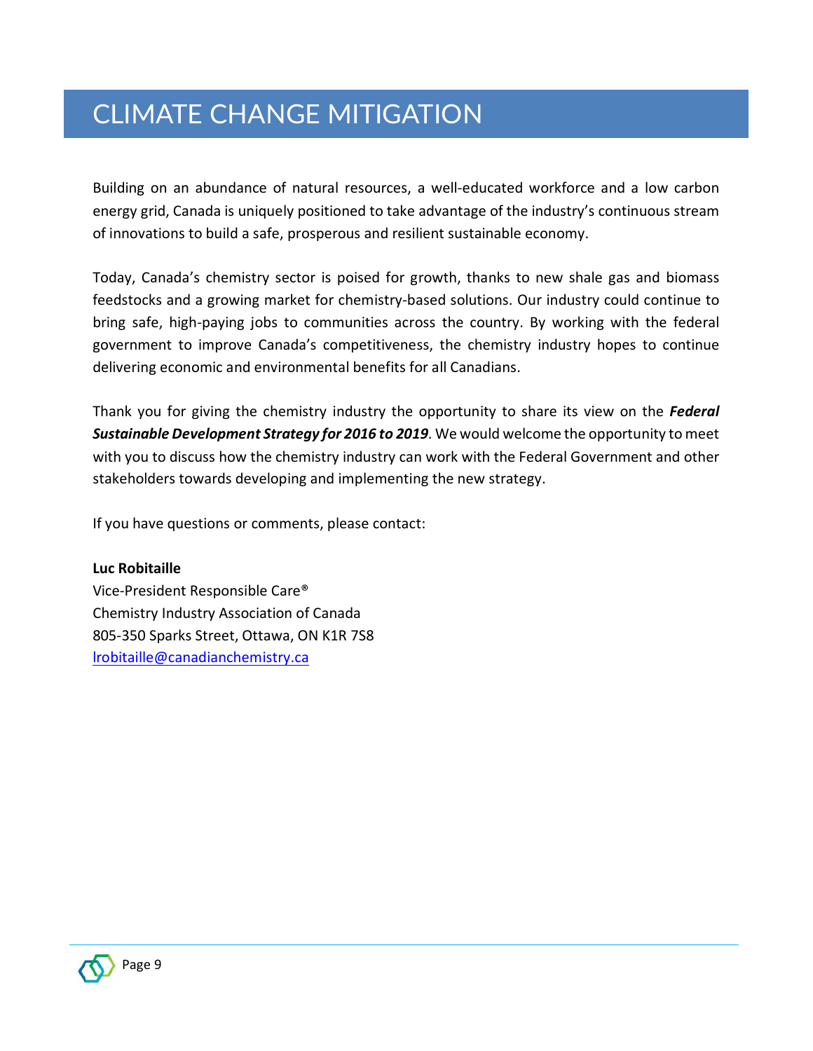# CLIMATE CHANGE MITIGATION

Building on an abundance of natural resources, a well-educated workforce and a low carbon energy grid, Canada is uniquely positioned to take advantage of the industry's continuous stream of innovations to build a safe, prosperous and resilient sustainable economy.

Today, Canada's chemistry sector is poised for growth, thanks to new shale gas and biomass feedstocks and a growing market for chemistry-based solutions. Our industry could continue to bring safe, high-paying jobs to communities across the country. By working with the federal government to improve Canada's competitiveness, the chemistry industry hopes to continue delivering economic and environmental benefits for all Canadians.

Thank you for giving the chemistry industry the opportunity to share its view on the ***Federal Sustainable Development Strategy for 2016 to 2019***. We would welcome the opportunity to meet with you to discuss how the chemistry industry can work with the Federal Government and other stakeholders towards developing and implementing the new strategy.

If you have questions or comments, please contact:

**Luc Robitaille**
Vice-President Responsible Care®
Chemistry Industry Association of Canada
805-350 Sparks Street, Ottawa, ON K1R 7S8
lrobitaille@canadianchemistry.ca